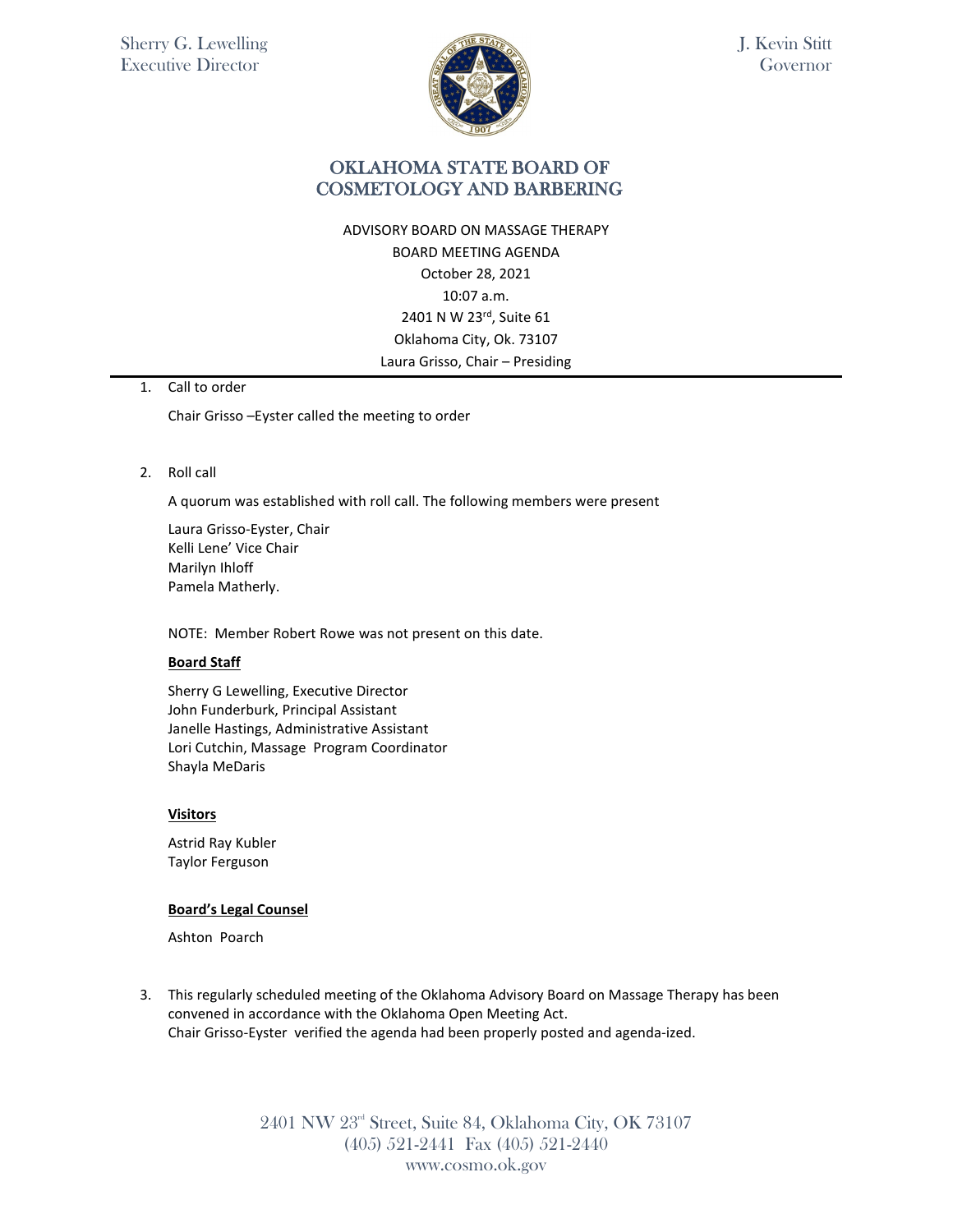Sherry G. Lewelling
Executive Director

J. Kevin Stitt
Governor

# OKLAHOMA STATE BOARD OF COSMETOLOGY AND BARBERING

ADVISORY BOARD ON MASSAGE THERAPY
BOARD MEETING AGENDA
October 28, 2021
10:07 a.m.
2401 N W 23rd, Suite 61
Oklahoma City, Ok. 73107
Laura Grisso, Chair – Presiding

---

1. Call to order

   Chair Grisso –Eyster called the meeting to order

2. Roll call

   A quorum was established with roll call. The following members were present

   Laura Grisso-Eyster, Chair
   Kelli Lene' Vice Chair
   Marilyn Ihloff
   Pamela Matherly.

   NOTE: Member Robert Rowe was not present on this date.

   **Board Staff**

   Sherry G Lewelling, Executive Director
   John Funderburk, Principal Assistant
   Janelle Hastings, Administrative Assistant
   Lori Cutchin, Massage Program Coordinator
   Shayla MeDaris

   **Visitors**

   Astrid Ray Kubler
   Taylor Ferguson

   **Board's Legal Counsel**

   Ashton Poarch

3. This regularly scheduled meeting of the Oklahoma Advisory Board on Massage Therapy has been convened in accordance with the Oklahoma Open Meeting Act.
   Chair Grisso-Eyster verified the agenda had been properly posted and agenda-ized.

2401 NW 23rd Street, Suite 84, Oklahoma City, OK 73107
(405) 521-2441 Fax (405) 521-2440
www.cosmo.ok.gov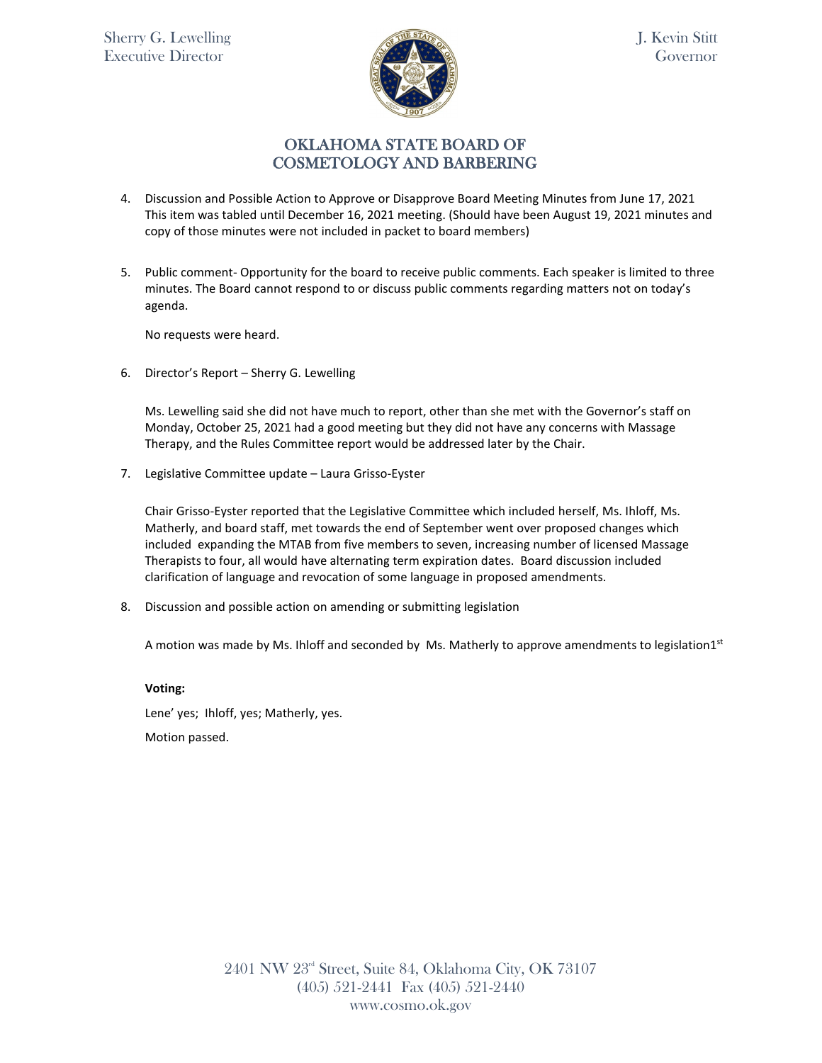4. Discussion and Possible Action to Approve or Disapprove Board Meeting Minutes from June 17, 2021 This item was tabled until December 16, 2021 meeting. (Should have been August 19, 2021 minutes and copy of those minutes were not included in packet to board members)

5. Public comment- Opportunity for the board to receive public comments. Each speaker is limited to three minutes. The Board cannot respond to or discuss public comments regarding matters not on today's agenda.

   No requests were heard.

6. Director's Report – Sherry G. Lewelling

   Ms. Lewelling said she did not have much to report, other than she met with the Governor's staff on Monday, October 25, 2021 had a good meeting but they did not have any concerns with Massage Therapy, and the Rules Committee report would be addressed later by the Chair.

7. Legislative Committee update – Laura Grisso-Eyster

   Chair Grisso-Eyster reported that the Legislative Committee which included herself, Ms. Ihloff, Ms. Matherly, and board staff, met towards the end of September went over proposed changes which included expanding the MTAB from five members to seven, increasing number of licensed Massage Therapists to four, all would have alternating term expiration dates. Board discussion included clarification of language and revocation of some language in proposed amendments.

8. Discussion and possible action on amending or submitting legislation

   A motion was made by Ms. Ihloff and seconded by Ms. Matherly to approve amendments to legislation1st

   **Voting:**

   Lene' yes; Ihloff, yes; Matherly, yes.

   Motion passed.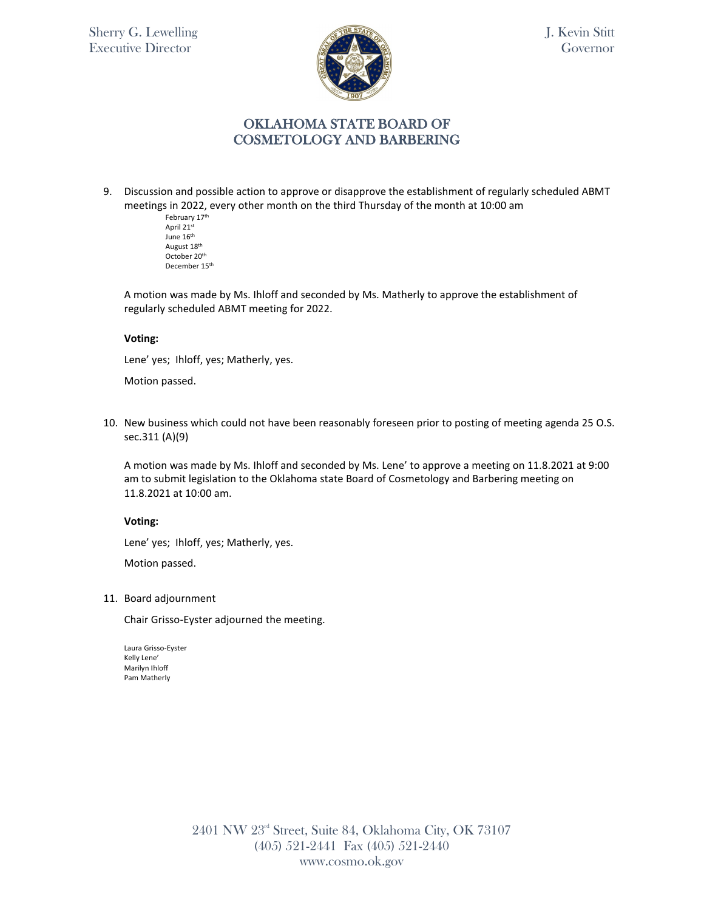9. Discussion and possible action to approve or disapprove the establishment of regularly scheduled ABMT meetings in 2022, every other month on the third Thursday of the month at 10:00 am

   February 17th
   April 21st
   June 16th
   August 18th
   October 20th
   December 15th

   A motion was made by Ms. Ihloff and seconded by Ms. Matherly to approve the establishment of regularly scheduled ABMT meeting for 2022.

   **Voting:**

   Lene' yes; Ihloff, yes; Matherly, yes.

   Motion passed.

10. New business which could not have been reasonably foreseen prior to posting of meeting agenda 25 O.S. sec.311 (A)(9)

    A motion was made by Ms. Ihloff and seconded by Ms. Lene' to approve a meeting on 11.8.2021 at 9:00 am to submit legislation to the Oklahoma state Board of Cosmetology and Barbering meeting on 11.8.2021 at 10:00 am.

    **Voting:**

    Lene' yes; Ihloff, yes; Matherly, yes.

    Motion passed.

11. Board adjournment

    Chair Grisso-Eyster adjourned the meeting.

Laura Grisso-Eyster
Kelly Lene'
Marilyn Ihloff
Pam Matherly